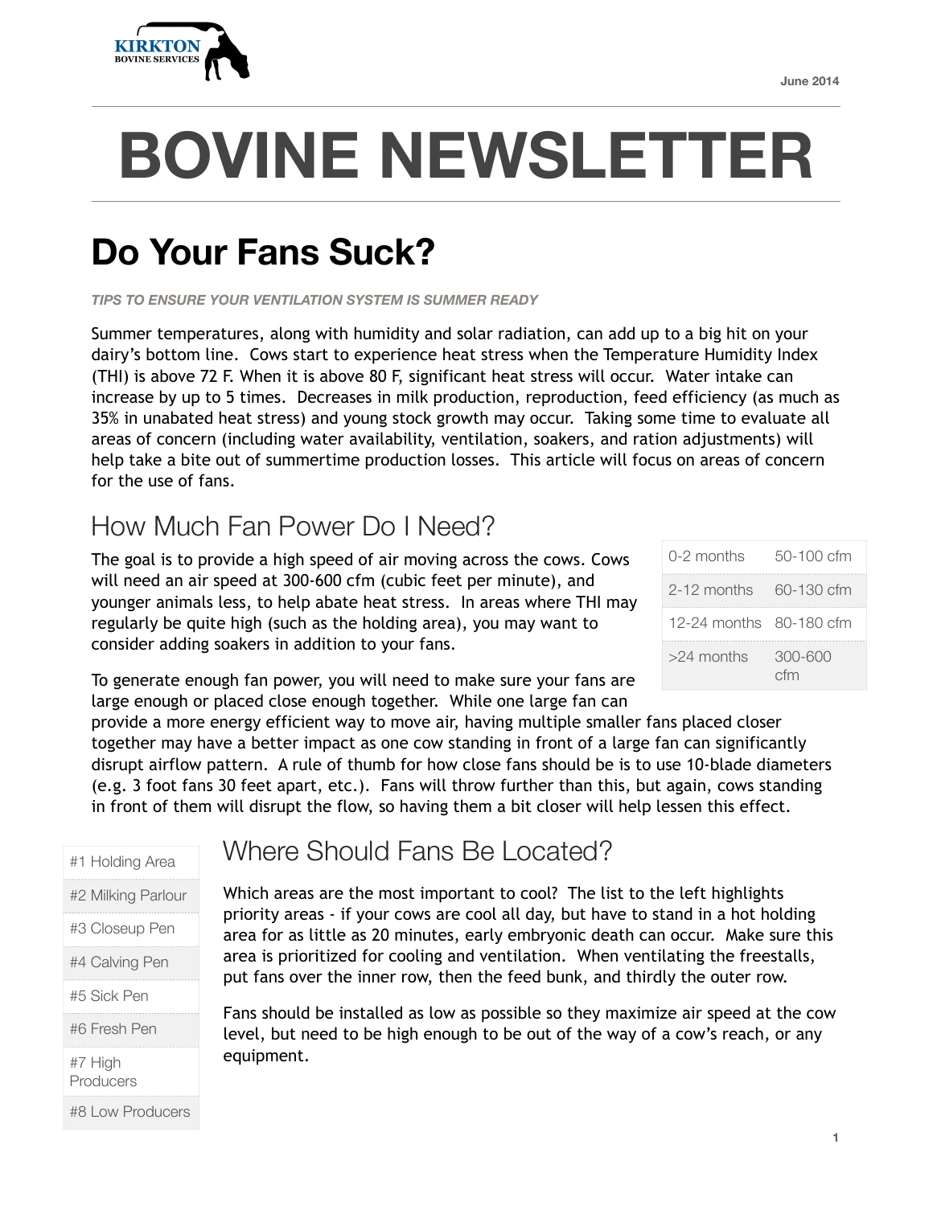KIRKTON BOVINE SERVICES

June 2014

# BOVINE NEWSLETTER

## Do Your Fans Suck?

*TIPS TO ENSURE YOUR VENTILATION SYSTEM IS SUMMER READY*

Summer temperatures, along with humidity and solar radiation, can add up to a big hit on your dairy's bottom line. Cows start to experience heat stress when the Temperature Humidity Index (THI) is above 72 F. When it is above 80 F, significant heat stress will occur. Water intake can increase by up to 5 times. Decreases in milk production, reproduction, feed efficiency (as much as 35% in unabated heat stress) and young stock growth may occur. Taking some time to evaluate all areas of concern (including water availability, ventilation, soakers, and ration adjustments) will help take a bite out of summertime production losses. This article will focus on areas of concern for the use of fans.

### How Much Fan Power Do I Need?

The goal is to provide a high speed of air moving across the cows. Cows will need an air speed at 300-600 cfm (cubic feet per minute), and younger animals less, to help abate heat stress. In areas where THI may regularly be quite high (such as the holding area), you may want to consider adding soakers in addition to your fans.

| | |
|---|---|
| 0-2 months | 50-100 cfm |
| 2-12 months | 60-130 cfm |
| 12-24 months | 80-180 cfm |
| >24 months | 300-600 cfm |

To generate enough fan power, you will need to make sure your fans are large enough or placed close enough together. While one large fan can provide a more energy efficient way to move air, having multiple smaller fans placed closer together may have a better impact as one cow standing in front of a large fan can significantly disrupt airflow pattern. A rule of thumb for how close fans should be is to use 10-blade diameters (e.g. 3 foot fans 30 feet apart, etc.). Fans will throw further than this, but again, cows standing in front of them will disrupt the flow, so having them a bit closer will help lessen this effect.

### Where Should Fans Be Located?

| |
|---|
| #1 Holding Area |
| #2 Milking Parlour |
| #3 Closeup Pen |
| #4 Calving Pen |
| #5 Sick Pen |
| #6 Fresh Pen |
| #7 High Producers |
| #8 Low Producers |

Which areas are the most important to cool? The list to the left highlights priority areas - if your cows are cool all day, but have to stand in a hot holding area for as little as 20 minutes, early embryonic death can occur. Make sure this area is prioritized for cooling and ventilation. When ventilating the freestalls, put fans over the inner row, then the feed bunk, and thirdly the outer row.

Fans should be installed as low as possible so they maximize air speed at the cow level, but need to be high enough to be out of the way of a cow's reach, or any equipment.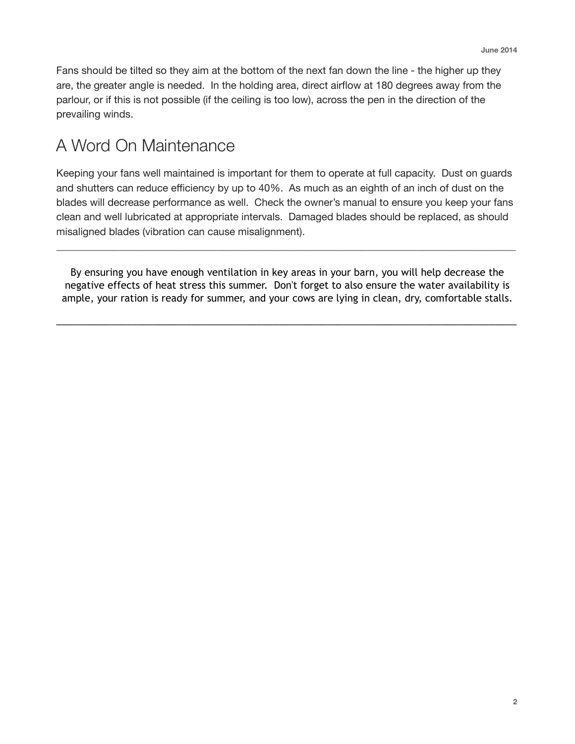Fans should be tilted so they aim at the bottom of the next fan down the line - the higher up they are, the greater angle is needed. In the holding area, direct airflow at 180 degrees away from the parlour, or if this is not possible (if the ceiling is too low), across the pen in the direction of the prevailing winds.

## A Word On Maintenance

Keeping your fans well maintained is important for them to operate at full capacity. Dust on guards and shutters can reduce efficiency by up to 40%. As much as an eighth of an inch of dust on the blades will decrease performance as well. Check the owner's manual to ensure you keep your fans clean and well lubricated at appropriate intervals. Damaged blades should be replaced, as should misaligned blades (vibration can cause misalignment).

---

By ensuring you have enough ventilation in key areas in your barn, you will help decrease the negative effects of heat stress this summer. Don't forget to also ensure the water availability is ample, your ration is ready for summer, and your cows are lying in clean, dry, comfortable stalls.

---